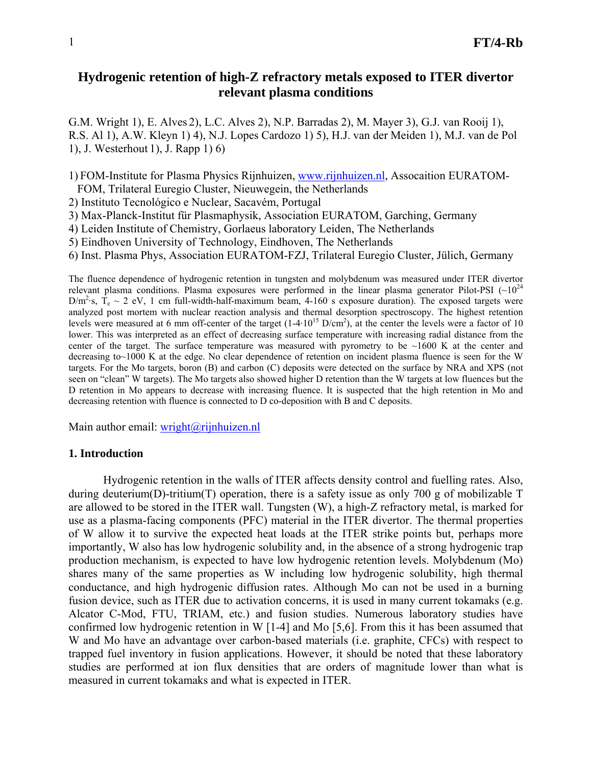# Hydrogenic retention of high-Z refractory metals exposed to ITER divertor relevant plasma conditions

G.M. Wright 1), E. Alves 2), L.C. Alves 2), N.P. Barradas 2), M. Mayer 3), G.J. van Rooij 1), R.S. Al 1), A.W. Kleyn 1) 4), N.J. Lopes Cardozo 1) 5), H.J. van der Meiden 1), M.J. van de Pol 1), J. Westerhout 1), J. Rapp 1) 6)

1) FOM-Institute for Plasma Physics Rijnhuizen, www.rijnhuizen.nl, Assocaition EURATOM-FOM, Trilateral Euregio Cluster, Nieuwegein, the Netherlands
2) Instituto Tecnológico e Nuclear, Sacavém, Portugal
3) Max-Planck-Institut für Plasmaphysik, Association EURATOM, Garching, Germany
4) Leiden Institute of Chemistry, Gorlaeus laboratory Leiden, The Netherlands
5) Eindhoven University of Technology, Eindhoven, The Netherlands
6) Inst. Plasma Phys, Association EURATOM-FZJ, Trilateral Euregio Cluster, Jülich, Germany

The fluence dependence of hydrogenic retention in tungsten and molybdenum was measured under ITER divertor relevant plasma conditions. Plasma exposures were performed in the linear plasma generator Pilot-PSI ($\sim 10^{24}$ $D/m^2 \cdot s$, $T_e \sim 2$ eV, 1 cm full-width-half-maximum beam, 4-160 s exposure duration). The exposed targets were analyzed post mortem with nuclear reaction analysis and thermal desorption spectroscopy. The highest retention levels were measured at 6 mm off-center of the target ($1\text{-}4 \cdot 10^{15}$ $D/cm^2$), at the center the levels were a factor of 10 lower. This was interpreted as an effect of decreasing surface temperature with increasing radial distance from the center of the target. The surface temperature was measured with pyrometry to be ~1600 K at the center and decreasing to~1000 K at the edge. No clear dependence of retention on incident plasma fluence is seen for the W targets. For the Mo targets, boron (B) and carbon (C) deposits were detected on the surface by NRA and XPS (not seen on "clean" W targets). The Mo targets also showed higher D retention than the W targets at low fluences but the D retention in Mo appears to decrease with increasing fluence. It is suspected that the high retention in Mo and decreasing retention with fluence is connected to D co-deposition with B and C deposits.

Main author email: wright@rijnhuizen.nl

## 1. Introduction

Hydrogenic retention in the walls of ITER affects density control and fuelling rates. Also, during deuterium(D)-tritium(T) operation, there is a safety issue as only 700 g of mobilizable T are allowed to be stored in the ITER wall. Tungsten (W), a high-Z refractory metal, is marked for use as a plasma-facing components (PFC) material in the ITER divertor. The thermal properties of W allow it to survive the expected heat loads at the ITER strike points but, perhaps more importantly, W also has low hydrogenic solubility and, in the absence of a strong hydrogenic trap production mechanism, is expected to have low hydrogenic retention levels. Molybdenum (Mo) shares many of the same properties as W including low hydrogenic solubility, high thermal conductance, and high hydrogenic diffusion rates. Although Mo can not be used in a burning fusion device, such as ITER due to activation concerns, it is used in many current tokamaks (e.g. Alcator C-Mod, FTU, TRIAM, etc.) and fusion studies. Numerous laboratory studies have confirmed low hydrogenic retention in W [1-4] and Mo [5,6]. From this it has been assumed that W and Mo have an advantage over carbon-based materials (i.e. graphite, CFCs) with respect to trapped fuel inventory in fusion applications. However, it should be noted that these laboratory studies are performed at ion flux densities that are orders of magnitude lower than what is measured in current tokamaks and what is expected in ITER.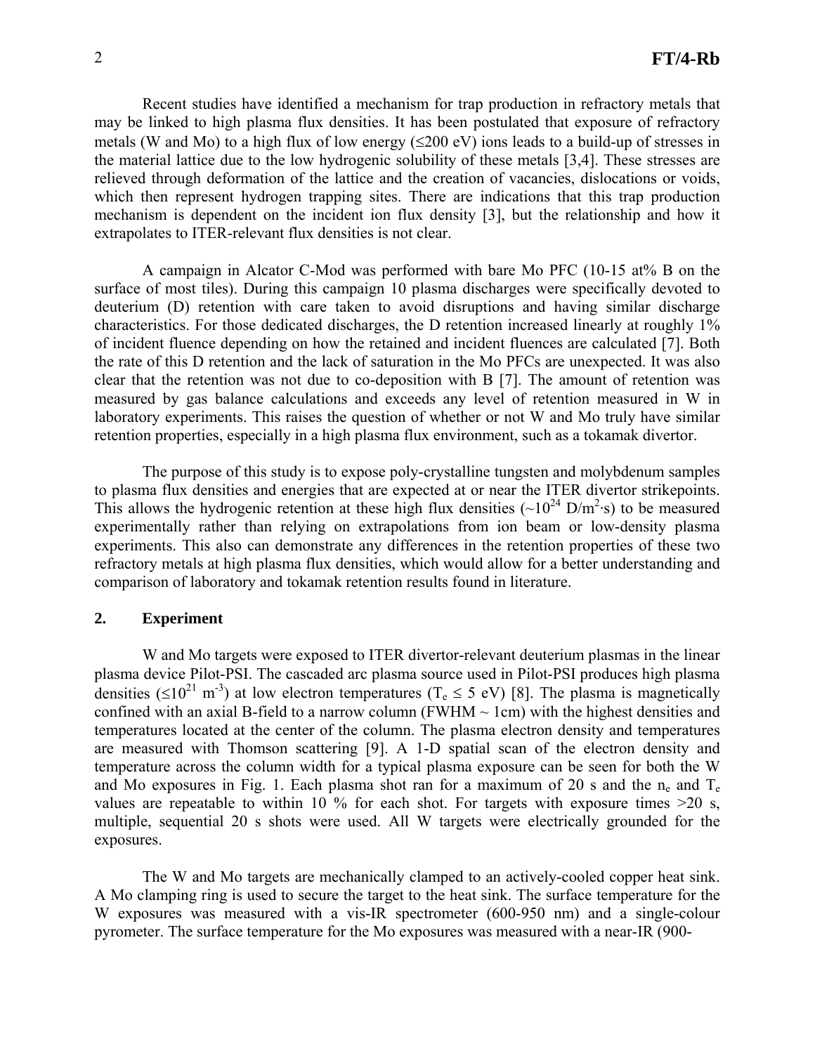Recent studies have identified a mechanism for trap production in refractory metals that may be linked to high plasma flux densities. It has been postulated that exposure of refractory metals (W and Mo) to a high flux of low energy ($\leq$200 eV) ions leads to a build-up of stresses in the material lattice due to the low hydrogenic solubility of these metals [3,4]. These stresses are relieved through deformation of the lattice and the creation of vacancies, dislocations or voids, which then represent hydrogen trapping sites. There are indications that this trap production mechanism is dependent on the incident ion flux density [3], but the relationship and how it extrapolates to ITER-relevant flux densities is not clear.

A campaign in Alcator C-Mod was performed with bare Mo PFC (10-15 at% B on the surface of most tiles). During this campaign 10 plasma discharges were specifically devoted to deuterium (D) retention with care taken to avoid disruptions and having similar discharge characteristics. For those dedicated discharges, the D retention increased linearly at roughly 1% of incident fluence depending on how the retained and incident fluences are calculated [7]. Both the rate of this D retention and the lack of saturation in the Mo PFCs are unexpected. It was also clear that the retention was not due to co-deposition with B [7]. The amount of retention was measured by gas balance calculations and exceeds any level of retention measured in W in laboratory experiments. This raises the question of whether or not W and Mo truly have similar retention properties, especially in a high plasma flux environment, such as a tokamak divertor.

The purpose of this study is to expose poly-crystalline tungsten and molybdenum samples to plasma flux densities and energies that are expected at or near the ITER divertor strikepoints. This allows the hydrogenic retention at these high flux densities ($\sim 10^{24}$ D/m$^2$·s) to be measured experimentally rather than relying on extrapolations from ion beam or low-density plasma experiments. This also can demonstrate any differences in the retention properties of these two refractory metals at high plasma flux densities, which would allow for a better understanding and comparison of laboratory and tokamak retention results found in literature.

## 2. Experiment

W and Mo targets were exposed to ITER divertor-relevant deuterium plasmas in the linear plasma device Pilot-PSI. The cascaded arc plasma source used in Pilot-PSI produces high plasma densities ($\leq 10^{21}$ m$^{-3}$) at low electron temperatures ($T_e \leq 5$ eV) [8]. The plasma is magnetically confined with an axial B-field to a narrow column (FWHM ~ 1cm) with the highest densities and temperatures located at the center of the column. The plasma electron density and temperatures are measured with Thomson scattering [9]. A 1-D spatial scan of the electron density and temperature across the column width for a typical plasma exposure can be seen for both the W and Mo exposures in Fig. 1. Each plasma shot ran for a maximum of 20 s and the $n_e$ and $T_e$ values are repeatable to within 10 % for each shot. For targets with exposure times >20 s, multiple, sequential 20 s shots were used. All W targets were electrically grounded for the exposures.

The W and Mo targets are mechanically clamped to an actively-cooled copper heat sink. A Mo clamping ring is used to secure the target to the heat sink. The surface temperature for the W exposures was measured with a vis-IR spectrometer (600-950 nm) and a single-colour pyrometer. The surface temperature for the Mo exposures was measured with a near-IR (900-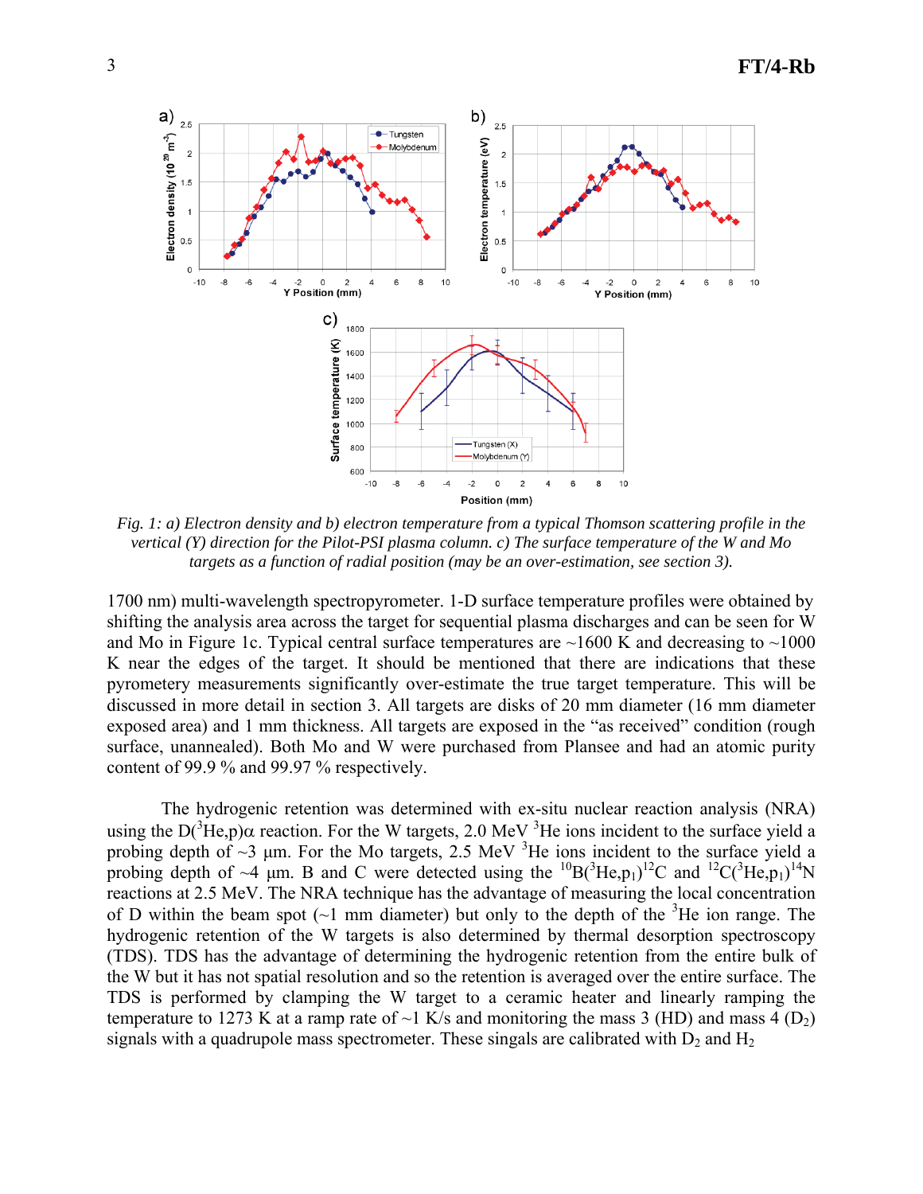*Fig. 1: a) Electron density and b) electron temperature from a typical Thomson scattering profile in the vertical (Y) direction for the Pilot-PSI plasma column. c) The surface temperature of the W and Mo targets as a function of radial position (may be an over-estimation, see section 3).*

1700 nm) multi-wavelength spectropyrometer. 1-D surface temperature profiles were obtained by shifting the analysis area across the target for sequential plasma discharges and can be seen for W and Mo in Figure 1c. Typical central surface temperatures are ~1600 K and decreasing to ~1000 K near the edges of the target. It should be mentioned that there are indications that these pyrometery measurements significantly over-estimate the true target temperature. This will be discussed in more detail in section 3. All targets are disks of 20 mm diameter (16 mm diameter exposed area) and 1 mm thickness. All targets are exposed in the "as received" condition (rough surface, unannealed). Both Mo and W were purchased from Plansee and had an atomic purity content of 99.9 % and 99.97 % respectively.

The hydrogenic retention was determined with ex-situ nuclear reaction analysis (NRA) using the $D(^{3}He,p)\alpha$ reaction. For the W targets, 2.0 MeV $^{3}He$ ions incident to the surface yield a probing depth of ~3 μm. For the Mo targets, 2.5 MeV $^{3}He$ ions incident to the surface yield a probing depth of ~4 μm. B and C were detected using the $^{10}B(^{3}He,p_1)^{12}C$ and $^{12}C(^{3}He,p_1)^{14}N$ reactions at 2.5 MeV. The NRA technique has the advantage of measuring the local concentration of D within the beam spot (~1 mm diameter) but only to the depth of the $^{3}He$ ion range. The hydrogenic retention of the W targets is also determined by thermal desorption spectroscopy (TDS). TDS has the advantage of determining the hydrogenic retention from the entire bulk of the W but it has not spatial resolution and so the retention is averaged over the entire surface. The TDS is performed by clamping the W target to a ceramic heater and linearly ramping the temperature to 1273 K at a ramp rate of ~1 K/s and monitoring the mass 3 (HD) and mass 4 ($D_2$) signals with a quadrupole mass spectrometer. These singals are calibrated with $D_2$ and $H_2$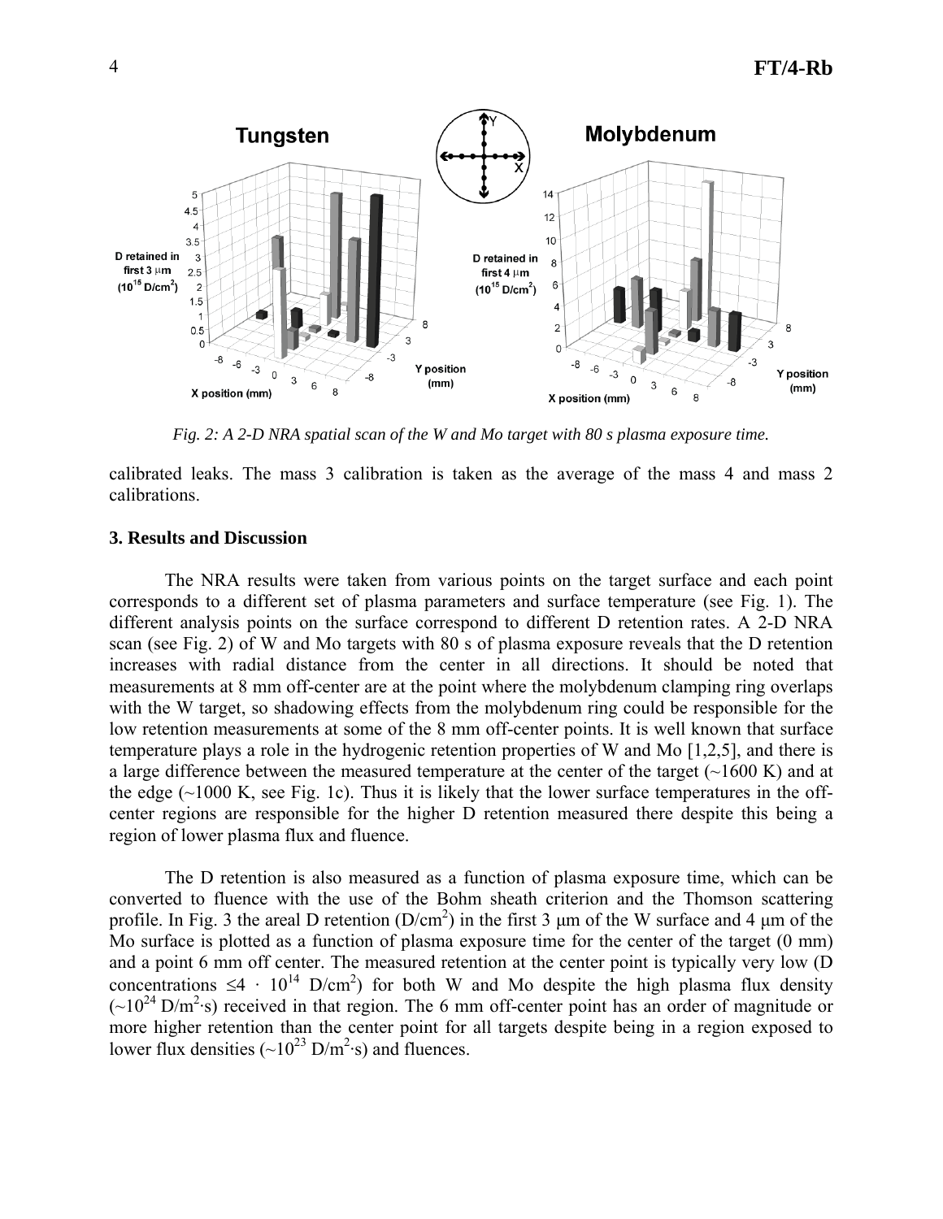*Fig. 2: A 2-D NRA spatial scan of the W and Mo target with 80 s plasma exposure time.*

calibrated leaks. The mass 3 calibration is taken as the average of the mass 4 and mass 2 calibrations.

### 3. Results and Discussion

The NRA results were taken from various points on the target surface and each point corresponds to a different set of plasma parameters and surface temperature (see Fig. 1). The different analysis points on the surface correspond to different D retention rates. A 2-D NRA scan (see Fig. 2) of W and Mo targets with 80 s of plasma exposure reveals that the D retention increases with radial distance from the center in all directions. It should be noted that measurements at 8 mm off-center are at the point where the molybdenum clamping ring overlaps with the W target, so shadowing effects from the molybdenum ring could be responsible for the low retention measurements at some of the 8 mm off-center points. It is well known that surface temperature plays a role in the hydrogenic retention properties of W and Mo [1,2,5], and there is a large difference between the measured temperature at the center of the target (~1600 K) and at the edge (~1000 K, see Fig. 1c). Thus it is likely that the lower surface temperatures in the off-center regions are responsible for the higher D retention measured there despite this being a region of lower plasma flux and fluence.

The D retention is also measured as a function of plasma exposure time, which can be converted to fluence with the use of the Bohm sheath criterion and the Thomson scattering profile. In Fig. 3 the areal D retention ($D/cm^2$) in the first 3 μm of the W surface and 4 μm of the Mo surface is plotted as a function of plasma exposure time for the center of the target (0 mm) and a point 6 mm off center. The measured retention at the center point is typically very low (D concentrations $\leq 4 \cdot 10^{14}$ $D/cm^2$) for both W and Mo despite the high plasma flux density ($\sim 10^{24}$ $D/m^2 \cdot s$) received in that region. The 6 mm off-center point has an order of magnitude or more higher retention than the center point for all targets despite being in a region exposed to lower flux densities ($\sim 10^{23}$ $D/m^2 \cdot s$) and fluences.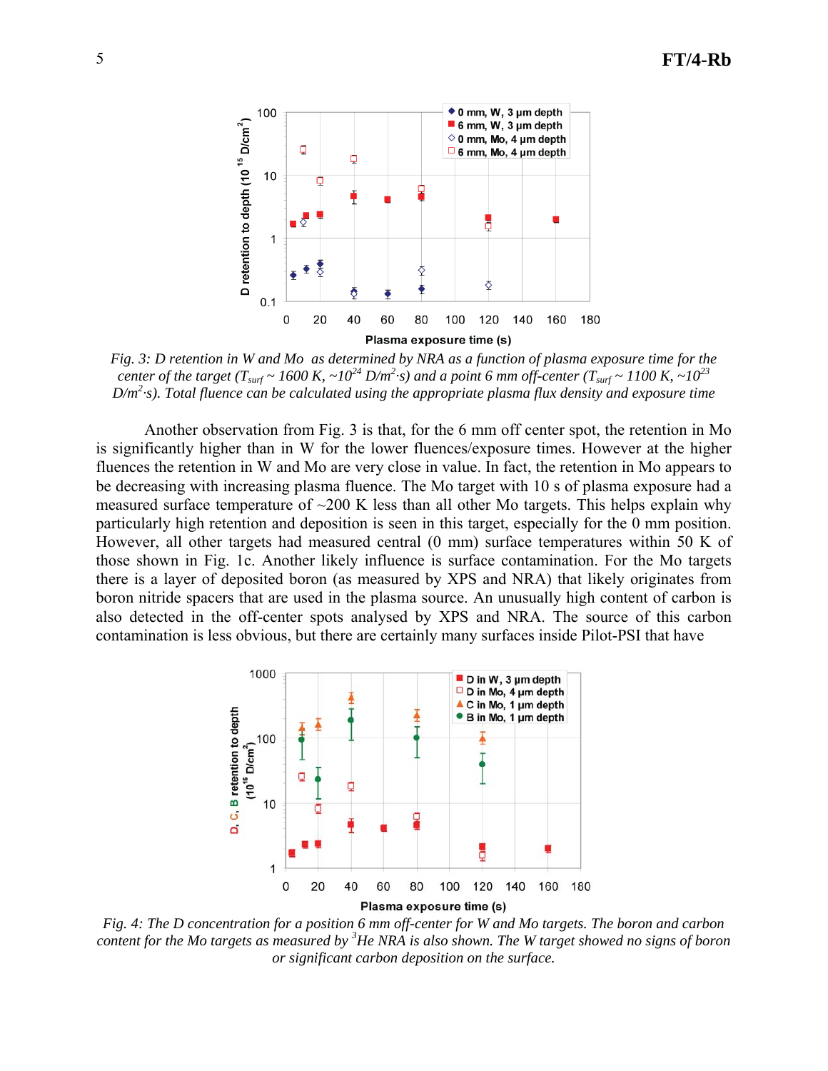*Fig. 3: D retention in W and Mo as determined by NRA as a function of plasma exposure time for the center of the target ($T_{surf}$ ~ 1600 K, ~$10^{24}$ D/m$^2$·s) and a point 6 mm off-center ($T_{surf}$ ~ 1100 K, ~$10^{23}$ D/m$^2$·s). Total fluence can be calculated using the appropriate plasma flux density and exposure time*

Another observation from Fig. 3 is that, for the 6 mm off center spot, the retention in Mo is significantly higher than in W for the lower fluences/exposure times. However at the higher fluences the retention in W and Mo are very close in value. In fact, the retention in Mo appears to be decreasing with increasing plasma fluence. The Mo target with 10 s of plasma exposure had a measured surface temperature of ~200 K less than all other Mo targets. This helps explain why particularly high retention and deposition is seen in this target, especially for the 0 mm position. However, all other targets had measured central (0 mm) surface temperatures within 50 K of those shown in Fig. 1c. Another likely influence is surface contamination. For the Mo targets there is a layer of deposited boron (as measured by XPS and NRA) that likely originates from boron nitride spacers that are used in the plasma source. An unusually high content of carbon is also detected in the off-center spots analysed by XPS and NRA. The source of this carbon contamination is less obvious, but there are certainly many surfaces inside Pilot-PSI that have

*Fig. 4: The D concentration for a position 6 mm off-center for W and Mo targets. The boron and carbon content for the Mo targets as measured by $^3$He NRA is also shown. The W target showed no signs of boron or significant carbon deposition on the surface.*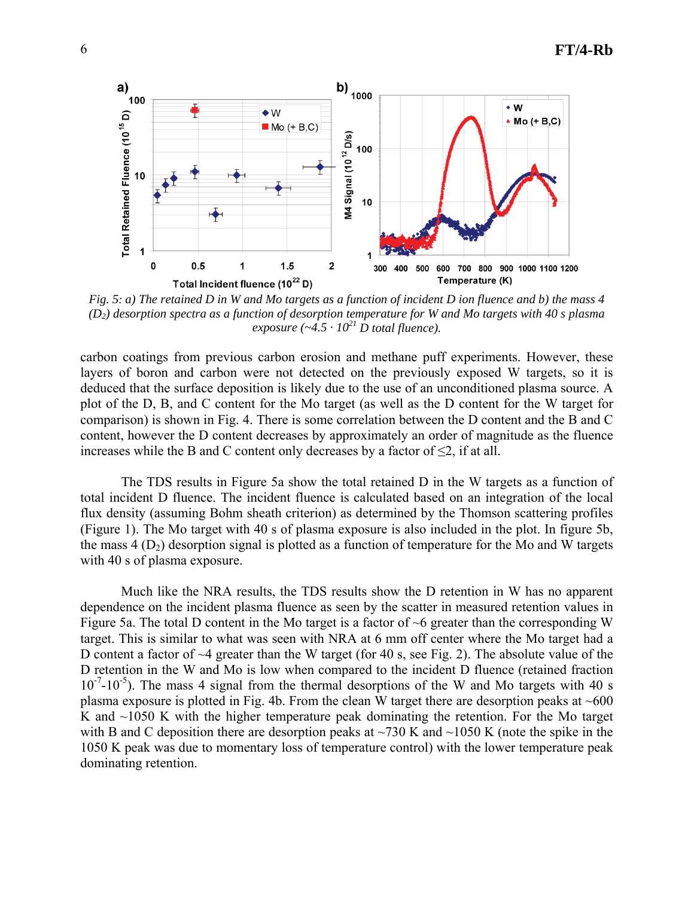*Fig. 5: a) The retained D in W and Mo targets as a function of incident D ion fluence and b) the mass 4 ($D_2$) desorption spectra as a function of desorption temperature for W and Mo targets with 40 s plasma exposure (~4.5 · $10^{21}$ D total fluence).*

carbon coatings from previous carbon erosion and methane puff experiments. However, these layers of boron and carbon were not detected on the previously exposed W targets, so it is deduced that the surface deposition is likely due to the use of an unconditioned plasma source. A plot of the D, B, and C content for the Mo target (as well as the D content for the W target for comparison) is shown in Fig. 4. There is some correlation between the D content and the B and C content, however the D content decreases by approximately an order of magnitude as the fluence increases while the B and C content only decreases by a factor of ≤2, if at all.

The TDS results in Figure 5a show the total retained D in the W targets as a function of total incident D fluence. The incident fluence is calculated based on an integration of the local flux density (assuming Bohm sheath criterion) as determined by the Thomson scattering profiles (Figure 1). The Mo target with 40 s of plasma exposure is also included in the plot. In figure 5b, the mass 4 ($D_2$) desorption signal is plotted as a function of temperature for the Mo and W targets with 40 s of plasma exposure.

Much like the NRA results, the TDS results show the D retention in W has no apparent dependence on the incident plasma fluence as seen by the scatter in measured retention values in Figure 5a. The total D content in the Mo target is a factor of ~6 greater than the corresponding W target. This is similar to what was seen with NRA at 6 mm off center where the Mo target had a D content a factor of ~4 greater than the W target (for 40 s, see Fig. 2). The absolute value of the D retention in the W and Mo is low when compared to the incident D fluence (retained fraction $10^{-7}$-$10^{-5}$). The mass 4 signal from the thermal desorptions of the W and Mo targets with 40 s plasma exposure is plotted in Fig. 4b. From the clean W target there are desorption peaks at ~600 K and ~1050 K with the higher temperature peak dominating the retention. For the Mo target with B and C deposition there are desorption peaks at ~730 K and ~1050 K (note the spike in the 1050 K peak was due to momentary loss of temperature control) with the lower temperature peak dominating retention.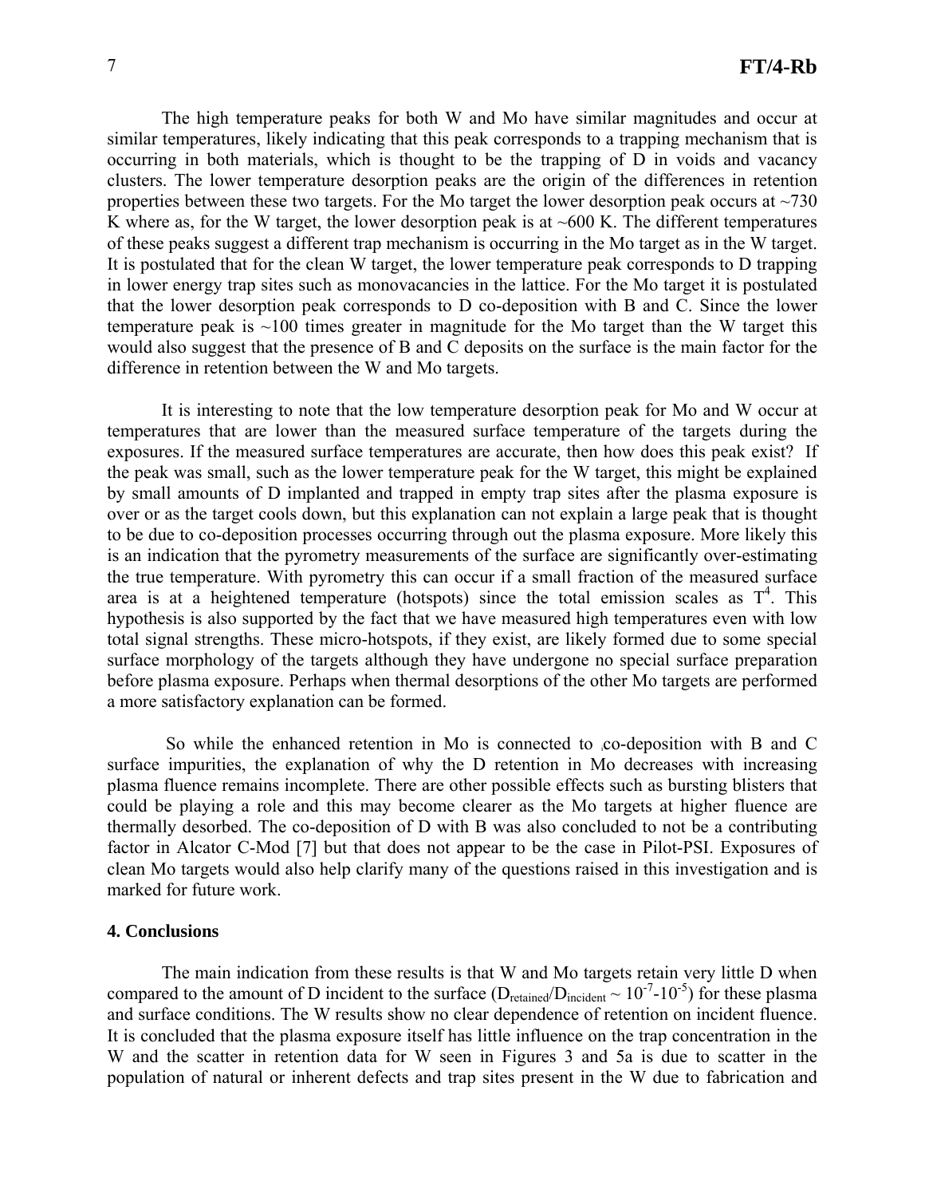The high temperature peaks for both W and Mo have similar magnitudes and occur at similar temperatures, likely indicating that this peak corresponds to a trapping mechanism that is occurring in both materials, which is thought to be the trapping of D in voids and vacancy clusters. The lower temperature desorption peaks are the origin of the differences in retention properties between these two targets. For the Mo target the lower desorption peak occurs at ~730 K where as, for the W target, the lower desorption peak is at ~600 K. The different temperatures of these peaks suggest a different trap mechanism is occurring in the Mo target as in the W target. It is postulated that for the clean W target, the lower temperature peak corresponds to D trapping in lower energy trap sites such as monovacancies in the lattice. For the Mo target it is postulated that the lower desorption peak corresponds to D co-deposition with B and C. Since the lower temperature peak is ~100 times greater in magnitude for the Mo target than the W target this would also suggest that the presence of B and C deposits on the surface is the main factor for the difference in retention between the W and Mo targets.

It is interesting to note that the low temperature desorption peak for Mo and W occur at temperatures that are lower than the measured surface temperature of the targets during the exposures. If the measured surface temperatures are accurate, then how does this peak exist? If the peak was small, such as the lower temperature peak for the W target, this might be explained by small amounts of D implanted and trapped in empty trap sites after the plasma exposure is over or as the target cools down, but this explanation can not explain a large peak that is thought to be due to co-deposition processes occurring through out the plasma exposure. More likely this is an indication that the pyrometry measurements of the surface are significantly over-estimating the true temperature. With pyrometry this can occur if a small fraction of the measured surface area is at a heightened temperature (hotspots) since the total emission scales as $T^4$. This hypothesis is also supported by the fact that we have measured high temperatures even with low total signal strengths. These micro-hotspots, if they exist, are likely formed due to some special surface morphology of the targets although they have undergone no special surface preparation before plasma exposure. Perhaps when thermal desorptions of the other Mo targets are performed a more satisfactory explanation can be formed.

So while the enhanced retention in Mo is connected to co-deposition with B and C surface impurities, the explanation of why the D retention in Mo decreases with increasing plasma fluence remains incomplete. There are other possible effects such as bursting blisters that could be playing a role and this may become clearer as the Mo targets at higher fluence are thermally desorbed. The co-deposition of D with B was also concluded to not be a contributing factor in Alcator C-Mod [7] but that does not appear to be the case in Pilot-PSI. Exposures of clean Mo targets would also help clarify many of the questions raised in this investigation and is marked for future work.

## 4. Conclusions

The main indication from these results is that W and Mo targets retain very little D when compared to the amount of D incident to the surface ($D_{retained}/D_{incident} \sim 10^{-7}$-$10^{-5}$) for these plasma and surface conditions. The W results show no clear dependence of retention on incident fluence. It is concluded that the plasma exposure itself has little influence on the trap concentration in the W and the scatter in retention data for W seen in Figures 3 and 5a is due to scatter in the population of natural or inherent defects and trap sites present in the W due to fabrication and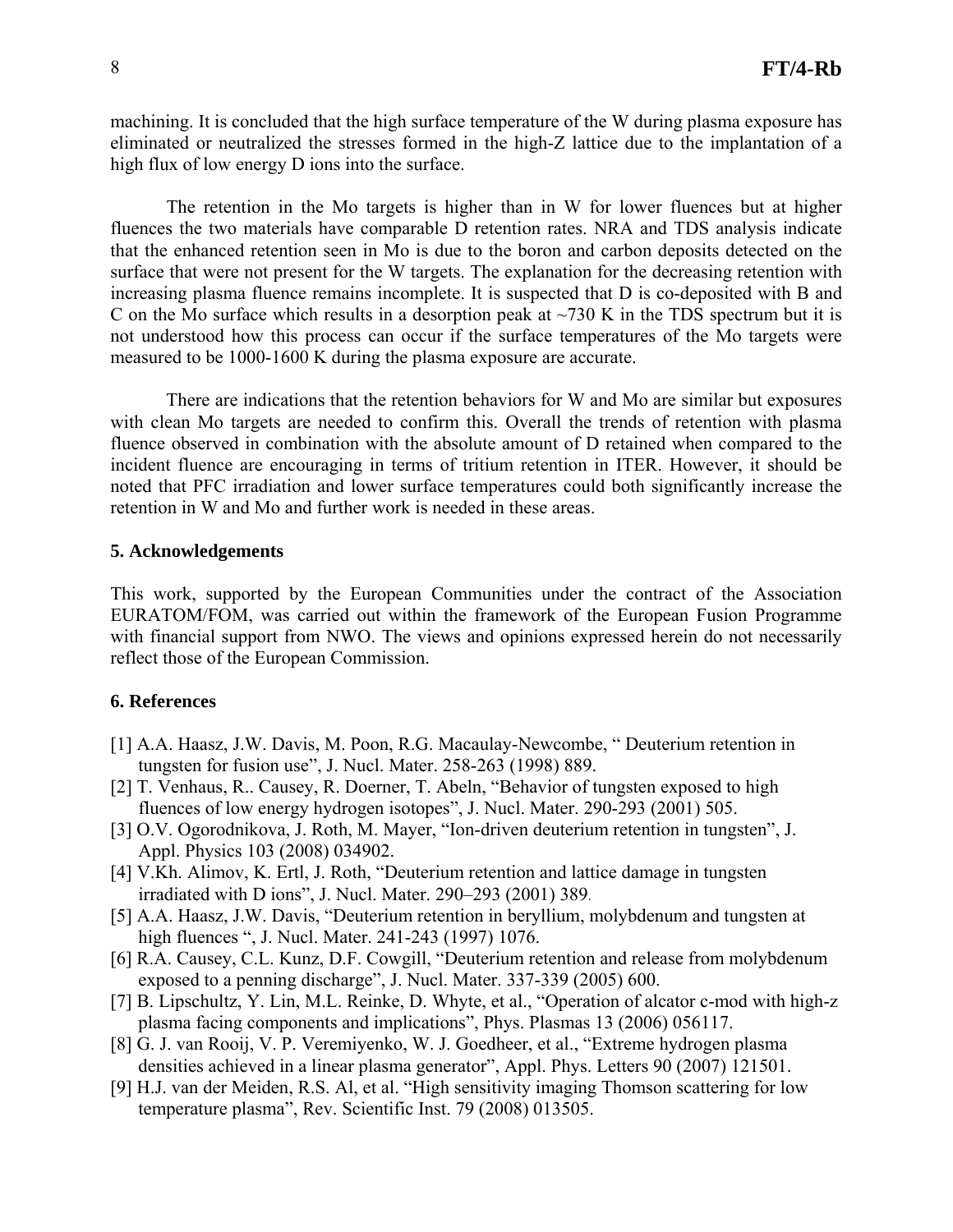machining. It is concluded that the high surface temperature of the W during plasma exposure has eliminated or neutralized the stresses formed in the high-Z lattice due to the implantation of a high flux of low energy D ions into the surface.

The retention in the Mo targets is higher than in W for lower fluences but at higher fluences the two materials have comparable D retention rates. NRA and TDS analysis indicate that the enhanced retention seen in Mo is due to the boron and carbon deposits detected on the surface that were not present for the W targets. The explanation for the decreasing retention with increasing plasma fluence remains incomplete. It is suspected that D is co-deposited with B and C on the Mo surface which results in a desorption peak at ~730 K in the TDS spectrum but it is not understood how this process can occur if the surface temperatures of the Mo targets were measured to be 1000-1600 K during the plasma exposure are accurate.

There are indications that the retention behaviors for W and Mo are similar but exposures with clean Mo targets are needed to confirm this. Overall the trends of retention with plasma fluence observed in combination with the absolute amount of D retained when compared to the incident fluence are encouraging in terms of tritium retention in ITER. However, it should be noted that PFC irradiation and lower surface temperatures could both significantly increase the retention in W and Mo and further work is needed in these areas.

## 5. Acknowledgements

This work, supported by the European Communities under the contract of the Association EURATOM/FOM, was carried out within the framework of the European Fusion Programme with financial support from NWO. The views and opinions expressed herein do not necessarily reflect those of the European Commission.

## 6. References

[1] A.A. Haasz, J.W. Davis, M. Poon, R.G. Macaulay-Newcombe, " Deuterium retention in tungsten for fusion use", J. Nucl. Mater. 258-263 (1998) 889.

[2] T. Venhaus, R.. Causey, R. Doerner, T. Abeln, "Behavior of tungsten exposed to high fluences of low energy hydrogen isotopes", J. Nucl. Mater. 290-293 (2001) 505.

[3] O.V. Ogorodnikova, J. Roth, M. Mayer, "Ion-driven deuterium retention in tungsten", J. Appl. Physics 103 (2008) 034902.

[4] V.Kh. Alimov, K. Ertl, J. Roth, "Deuterium retention and lattice damage in tungsten irradiated with D ions", J. Nucl. Mater. 290–293 (2001) 389.

[5] A.A. Haasz, J.W. Davis, "Deuterium retention in beryllium, molybdenum and tungsten at high fluences ", J. Nucl. Mater. 241-243 (1997) 1076.

[6] R.A. Causey, C.L. Kunz, D.F. Cowgill, "Deuterium retention and release from molybdenum exposed to a penning discharge", J. Nucl. Mater. 337-339 (2005) 600.

[7] B. Lipschultz, Y. Lin, M.L. Reinke, D. Whyte, et al., "Operation of alcator c-mod with high-z plasma facing components and implications", Phys. Plasmas 13 (2006) 056117.

[8] G. J. van Rooij, V. P. Veremiyenko, W. J. Goedheer, et al., "Extreme hydrogen plasma densities achieved in a linear plasma generator", Appl. Phys. Letters 90 (2007) 121501.

[9] H.J. van der Meiden, R.S. Al, et al. "High sensitivity imaging Thomson scattering for low temperature plasma", Rev. Scientific Inst. 79 (2008) 013505.